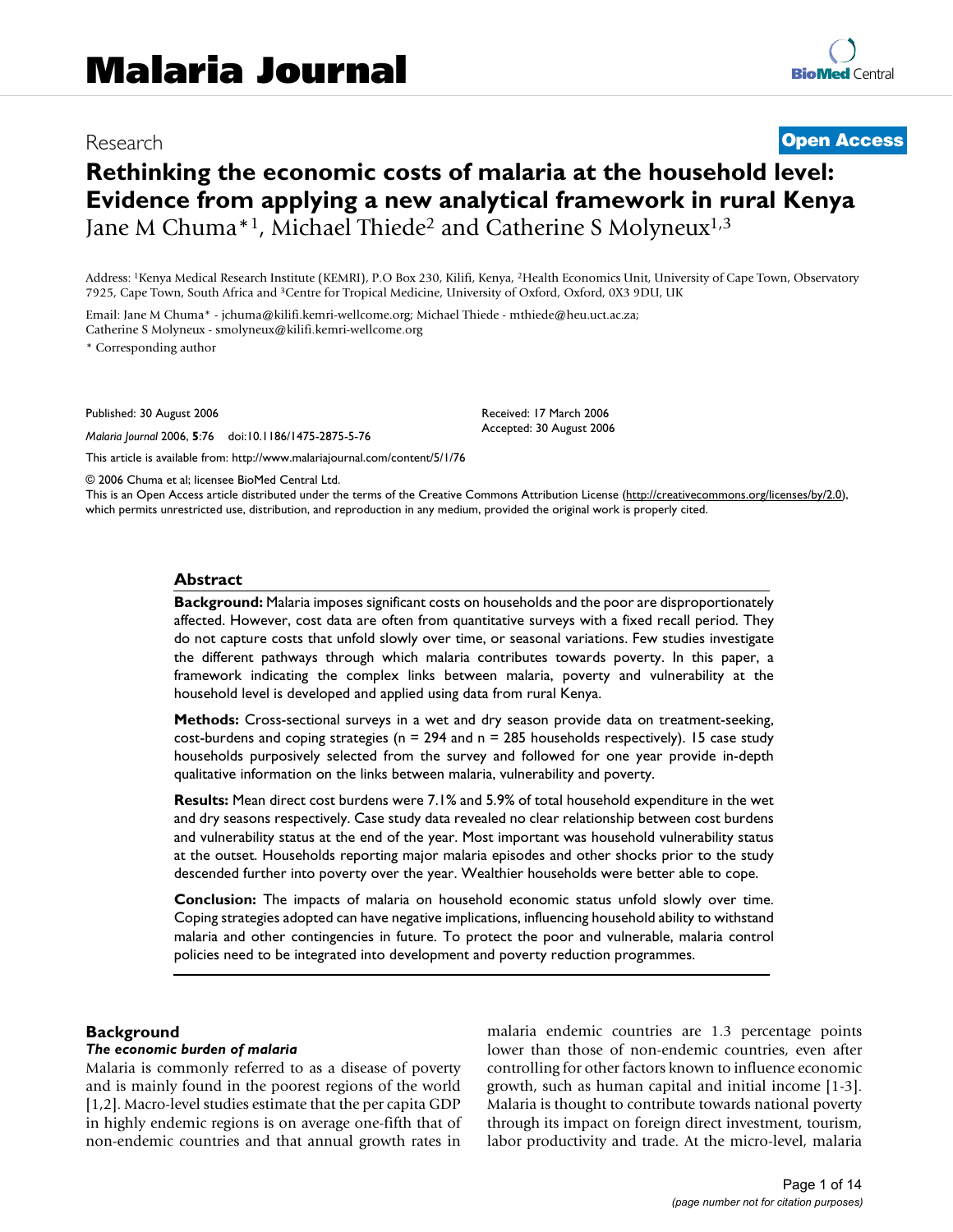# Malaria Journal

Research **Open Access**

# Rethinking the economic costs of malaria at the household level: Evidence from applying a new analytical framework in rural Kenya

Jane M Chuma*[1], Michael Thiede[2] and Catherine S Molyneux[1,3]

Address: [1]Kenya Medical Research Institute (KEMRI), P.O Box 230, Kilifi, Kenya, [2]Health Economics Unit, University of Cape Town, Observatory 7925, Cape Town, South Africa and [3]Centre for Tropical Medicine, University of Oxford, Oxford, 0X3 9DU, UK

Email: Jane M Chuma* - jchuma@kilifi.kemri-wellcome.org; Michael Thiede - mthiede@heu.uct.ac.za; Catherine S Molyneux - smolyneux@kilifi.kemri-wellcome.org

\* Corresponding author

Published: 30 August 2006

*Malaria Journal* 2006, **5**:76 doi:10.1186/1475-2875-5-76

Received: 17 March 2006
Accepted: 30 August 2006

This article is available from: http://www.malariajournal.com/content/5/1/76

© 2006 Chuma et al; licensee BioMed Central Ltd.
This is an Open Access article distributed under the terms of the Creative Commons Attribution License (http://creativecommons.org/licenses/by/2.0), which permits unrestricted use, distribution, and reproduction in any medium, provided the original work is properly cited.

## Abstract

**Background:** Malaria imposes significant costs on households and the poor are disproportionately affected. However, cost data are often from quantitative surveys with a fixed recall period. They do not capture costs that unfold slowly over time, or seasonal variations. Few studies investigate the different pathways through which malaria contributes towards poverty. In this paper, a framework indicating the complex links between malaria, poverty and vulnerability at the household level is developed and applied using data from rural Kenya.

**Methods:** Cross-sectional surveys in a wet and dry season provide data on treatment-seeking, cost-burdens and coping strategies (n = 294 and n = 285 households respectively). 15 case study households purposively selected from the survey and followed for one year provide in-depth qualitative information on the links between malaria, vulnerability and poverty.

**Results:** Mean direct cost burdens were 7.1% and 5.9% of total household expenditure in the wet and dry seasons respectively. Case study data revealed no clear relationship between cost burdens and vulnerability status at the end of the year. Most important was household vulnerability status at the outset. Households reporting major malaria episodes and other shocks prior to the study descended further into poverty over the year. Wealthier households were better able to cope.

**Conclusion:** The impacts of malaria on household economic status unfold slowly over time. Coping strategies adopted can have negative implications, influencing household ability to withstand malaria and other contingencies in future. To protect the poor and vulnerable, malaria control policies need to be integrated into development and poverty reduction programmes.

## Background

### *The economic burden of malaria*

Malaria is commonly referred to as a disease of poverty and is mainly found in the poorest regions of the world [1,2]. Macro-level studies estimate that the per capita GDP in highly endemic regions is on average one-fifth that of non-endemic countries and that annual growth rates in malaria endemic countries are 1.3 percentage points lower than those of non-endemic countries, even after controlling for other factors known to influence economic growth, such as human capital and initial income [1-3]. Malaria is thought to contribute towards national poverty through its impact on foreign direct investment, tourism, labor productivity and trade. At the micro-level, malaria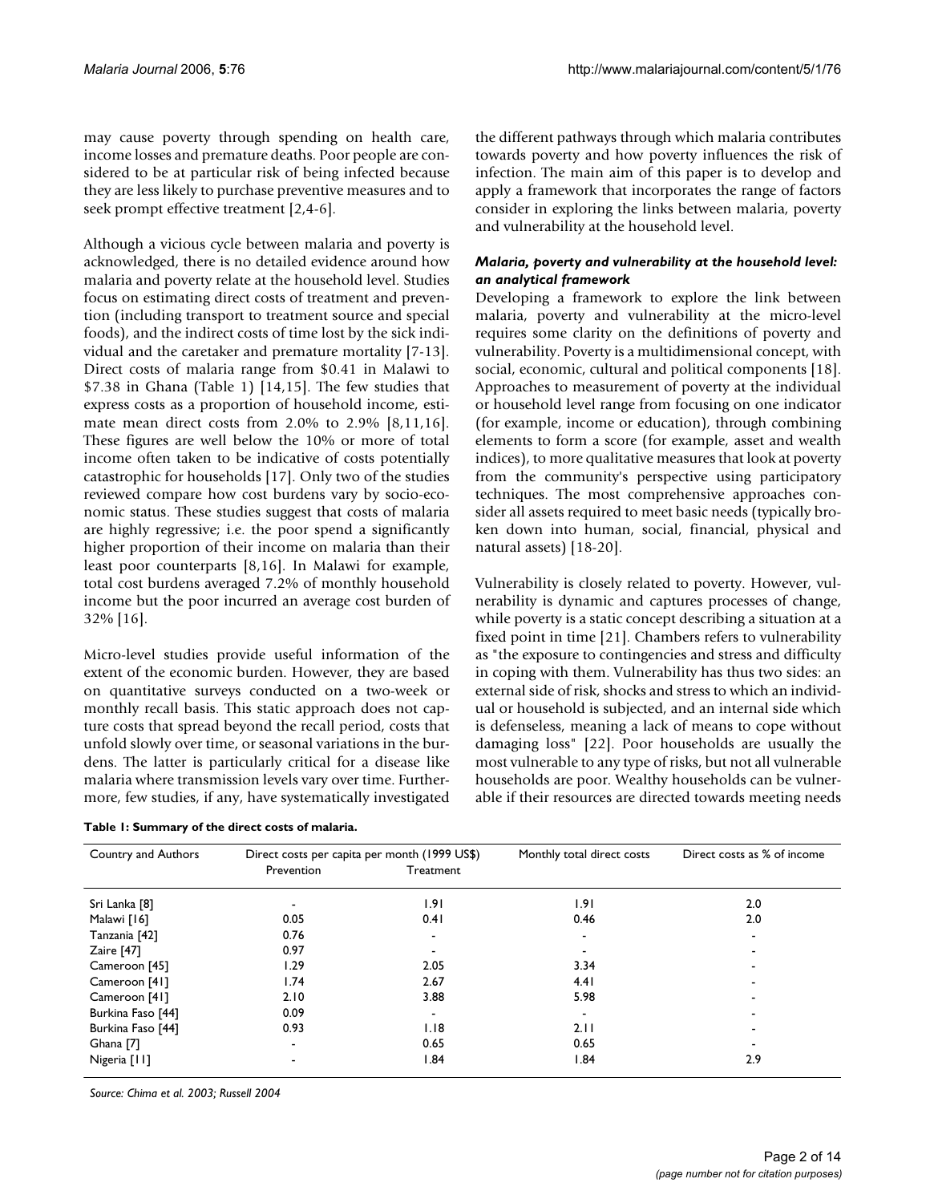may cause poverty through spending on health care, income losses and premature deaths. Poor people are considered to be at particular risk of being infected because they are less likely to purchase preventive measures and to seek prompt effective treatment [2,4-6].

Although a vicious cycle between malaria and poverty is acknowledged, there is no detailed evidence around how malaria and poverty relate at the household level. Studies focus on estimating direct costs of treatment and prevention (including transport to treatment source and special foods), and the indirect costs of time lost by the sick individual and the caretaker and premature mortality [7-13]. Direct costs of malaria range from $0.41 in Malawi to $7.38 in Ghana (Table 1) [14,15]. The few studies that express costs as a proportion of household income, estimate mean direct costs from 2.0% to 2.9% [8,11,16]. These figures are well below the 10% or more of total income often taken to be indicative of costs potentially catastrophic for households [17]. Only two of the studies reviewed compare how cost burdens vary by socio-economic status. These studies suggest that costs of malaria are highly regressive; i.e. the poor spend a significantly higher proportion of their income on malaria than their least poor counterparts [8,16]. In Malawi for example, total cost burdens averaged 7.2% of monthly household income but the poor incurred an average cost burden of 32% [16].

Micro-level studies provide useful information of the extent of the economic burden. However, they are based on quantitative surveys conducted on a two-week or monthly recall basis. This static approach does not capture costs that spread beyond the recall period, costs that unfold slowly over time, or seasonal variations in the burdens. The latter is particularly critical for a disease like malaria where transmission levels vary over time. Furthermore, few studies, if any, have systematically investigated the different pathways through which malaria contributes towards poverty and how poverty influences the risk of infection. The main aim of this paper is to develop and apply a framework that incorporates the range of factors consider in exploring the links between malaria, poverty and vulnerability at the household level.

### *Malaria, poverty and vulnerability at the household level: an analytical framework*

Developing a framework to explore the link between malaria, poverty and vulnerability at the micro-level requires some clarity on the definitions of poverty and vulnerability. Poverty is a multidimensional concept, with social, economic, cultural and political components [18]. Approaches to measurement of poverty at the individual or household level range from focusing on one indicator (for example, income or education), through combining elements to form a score (for example, asset and wealth indices), to more qualitative measures that look at poverty from the community's perspective using participatory techniques. The most comprehensive approaches consider all assets required to meet basic needs (typically broken down into human, social, financial, physical and natural assets) [18-20].

Vulnerability is closely related to poverty. However, vulnerability is dynamic and captures processes of change, while poverty is a static concept describing a situation at a fixed point in time [21]. Chambers refers to vulnerability as "the exposure to contingencies and stress and difficulty in coping with them. Vulnerability has thus two sides: an external side of risk, shocks and stress to which an individual or household is subjected, and an internal side which is defenseless, meaning a lack of means to cope without damaging loss" [22]. Poor households are usually the most vulnerable to any type of risks, but not all vulnerable households are poor. Wealthy households can be vulnerable if their resources are directed towards meeting needs

**Table 1: Summary of the direct costs of malaria.**

| Country and Authors | Direct costs per capita per month (1999 US$) | | Monthly total direct costs | Direct costs as % of income |
|---|---|---|---|---|
| | Prevention | Treatment | | |
| Sri Lanka [8] | - | 1.91 | 1.91 | 2.0 |
| Malawi [16] | 0.05 | 0.41 | 0.46 | 2.0 |
| Tanzania [42] | 0.76 | - | - | - |
| Zaire [47] | 0.97 | - | - | - |
| Cameroon [45] | 1.29 | 2.05 | 3.34 | - |
| Cameroon [41] | 1.74 | 2.67 | 4.41 | - |
| Cameroon [41] | 2.10 | 3.88 | 5.98 | - |
| Burkina Faso [44] | 0.09 | - | - | - |
| Burkina Faso [44] | 0.93 | 1.18 | 2.11 | - |
| Ghana [7] | - | 0.65 | 0.65 | - |
| Nigeria [11] | - | 1.84 | 1.84 | 2.9 |

*Source: Chima et al. 2003; Russell 2004*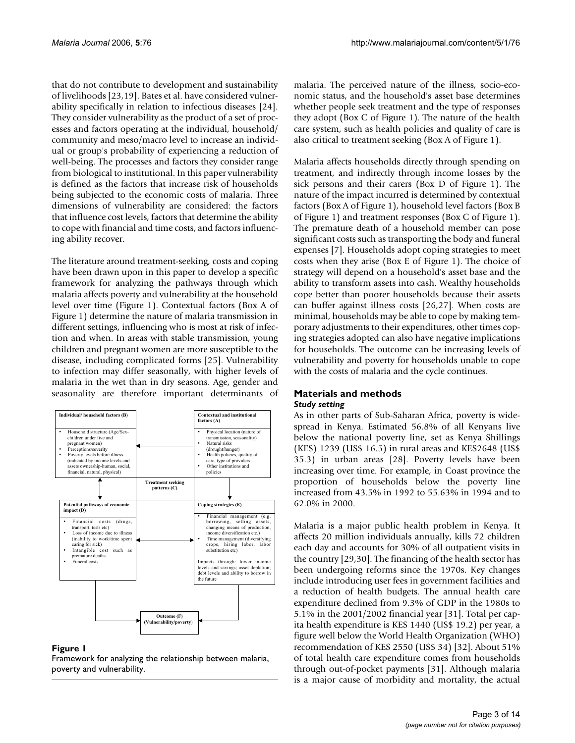that do not contribute to development and sustainability of livelihoods [23,19]. Bates et al. have considered vulnerability specifically in relation to infectious diseases [24]. They consider vulnerability as the product of a set of processes and factors operating at the individual, household/community and meso/macro level to increase an individual or group's probability of experiencing a reduction of well-being. The processes and factors they consider range from biological to institutional. In this paper vulnerability is defined as the factors that increase risk of households being subjected to the economic costs of malaria. Three dimensions of vulnerability are considered: the factors that influence cost levels, factors that determine the ability to cope with financial and time costs, and factors influencing ability recover.

The literature around treatment-seeking, costs and coping have been drawn upon in this paper to develop a specific framework for analyzing the pathways through which malaria affects poverty and vulnerability at the household level over time (Figure 1). Contextual factors (Box A of Figure 1) determine the nature of malaria transmission in different settings, influencing who is most at risk of infection and when. In areas with stable transmission, young children and pregnant women are more susceptible to the disease, including complicated forms [25]. Vulnerability to infection may differ seasonally, with higher levels of malaria in the wet than in dry seasons. Age, gender and seasonality are therefore important determinants of malaria. The perceived nature of the illness, socio-economic status, and the household's asset base determines whether people seek treatment and the type of responses they adopt (Box C of Figure 1). The nature of the health care system, such as health policies and quality of care is also critical to treatment seeking (Box A of Figure 1).

**Individual/ household factors (B)**
- Household structure (Age/Sex-children under five and pregnant women)
- Perceptions/severity
- Poverty levels before illness (indicated by income levels and assets ownership-human, social, financial, natural, physical)

**Contextual and institutional factors (A)**
- Physical location (nature of transmission, seasonality)
- Natural risks (drought/hunger)
- Health policies, quality of care, type of providers
- Other institutions and policies

**Treatment seeking patterns (C)**

**Potential pathways of economic impact (D)**
- Financial costs (drugs, transport, tests etc)
- Loss of income due to illness (inability to work/time spent caring for sick)
- Intangible cost such as premature deaths
- Funeral costs

**Coping strategies (E)**
- Financial management (e.g. borrowing, selling assets, changing means of production, income diversification etc.)
- Time management (diversifying crops, hiring labor, labor substitution etc)

Impacts through: lower income levels and savings; asset depletion; debt levels and ability to borrow in the future

**Outcome (F) (Vulnerability/poverty)**

**Figure 1**
Framework for analyzing the relationship between malaria, poverty and vulnerability.

Malaria affects households directly through spending on treatment, and indirectly through income losses by the sick persons and their carers (Box D of Figure 1). The nature of the impact incurred is determined by contextual factors (Box A of Figure 1), household level factors (Box B of Figure 1) and treatment responses (Box C of Figure 1). The premature death of a household member can pose significant costs such as transporting the body and funeral expenses [7]. Households adopt coping strategies to meet costs when they arise (Box E of Figure 1). The choice of strategy will depend on a household's asset base and the ability to transform assets into cash. Wealthy households cope better than poorer households because their assets can buffer against illness costs [26,27]. When costs are minimal, households may be able to cope by making temporary adjustments to their expenditures, other times coping strategies adopted can also have negative implications for households. The outcome can be increasing levels of vulnerability and poverty for households unable to cope with the costs of malaria and the cycle continues.

## Materials and methods

### *Study setting*

As in other parts of Sub-Saharan Africa, poverty is widespread in Kenya. Estimated 56.8% of all Kenyans live below the national poverty line, set as Kenya Shillings (KES) 1239 (US$ 16.5) in rural areas and KES2648 (US$ 35.3) in urban areas [28]. Poverty levels have been increasing over time. For example, in Coast province the proportion of households below the poverty line increased from 43.5% in 1992 to 55.63% in 1994 and to 62.0% in 2000.

Malaria is a major public health problem in Kenya. It affects 20 million individuals annually, kills 72 children each day and accounts for 30% of all outpatient visits in the country [29,30]. The financing of the health sector has been undergoing reforms since the 1970s. Key changes include introducing user fees in government facilities and a reduction of health budgets. The annual health care expenditure declined from 9.3% of GDP in the 1980s to 5.1% in the 2001/2002 financial year [31]. Total per capita health expenditure is KES 1440 (US$ 19.2) per year, a figure well below the World Health Organization (WHO) recommendation of KES 2550 (US$ 34) [32]. About 51% of total health care expenditure comes from households through out-of-pocket payments [31]. Although malaria is a major cause of morbidity and mortality, the actual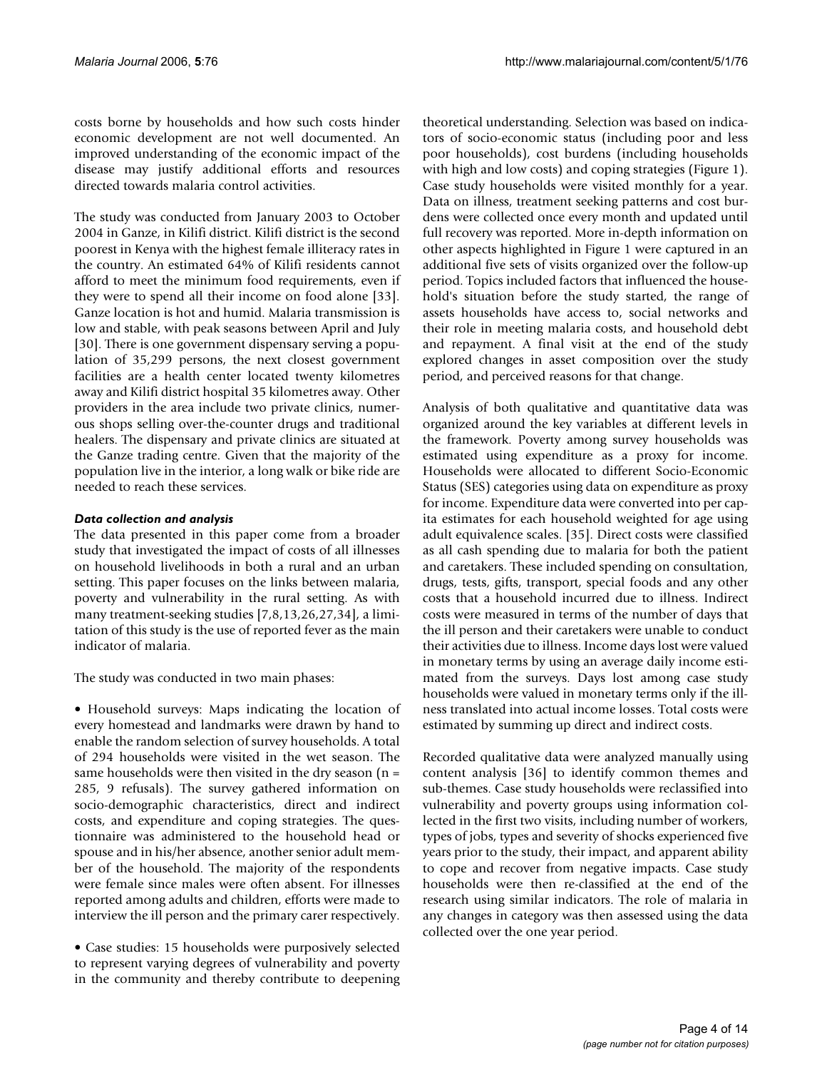costs borne by households and how such costs hinder economic development are not well documented. An improved understanding of the economic impact of the disease may justify additional efforts and resources directed towards malaria control activities.

The study was conducted from January 2003 to October 2004 in Ganze, in Kilifi district. Kilifi district is the second poorest in Kenya with the highest female illiteracy rates in the country. An estimated 64% of Kilifi residents cannot afford to meet the minimum food requirements, even if they were to spend all their income on food alone [33]. Ganze location is hot and humid. Malaria transmission is low and stable, with peak seasons between April and July [30]. There is one government dispensary serving a population of 35,299 persons, the next closest government facilities are a health center located twenty kilometres away and Kilifi district hospital 35 kilometres away. Other providers in the area include two private clinics, numerous shops selling over-the-counter drugs and traditional healers. The dispensary and private clinics are situated at the Ganze trading centre. Given that the majority of the population live in the interior, a long walk or bike ride are needed to reach these services.

### *Data collection and analysis*

The data presented in this paper come from a broader study that investigated the impact of costs of all illnesses on household livelihoods in both a rural and an urban setting. This paper focuses on the links between malaria, poverty and vulnerability in the rural setting. As with many treatment-seeking studies [7,8,13,26,27,34], a limitation of this study is the use of reported fever as the main indicator of malaria.

The study was conducted in two main phases:

• Household surveys: Maps indicating the location of every homestead and landmarks were drawn by hand to enable the random selection of survey households. A total of 294 households were visited in the wet season. The same households were then visited in the dry season (n = 285, 9 refusals). The survey gathered information on socio-demographic characteristics, direct and indirect costs, and expenditure and coping strategies. The questionnaire was administered to the household head or spouse and in his/her absence, another senior adult member of the household. The majority of the respondents were female since males were often absent. For illnesses reported among adults and children, efforts were made to interview the ill person and the primary carer respectively.

• Case studies: 15 households were purposively selected to represent varying degrees of vulnerability and poverty in the community and thereby contribute to deepening theoretical understanding. Selection was based on indicators of socio-economic status (including poor and less poor households), cost burdens (including households with high and low costs) and coping strategies (Figure 1). Case study households were visited monthly for a year. Data on illness, treatment seeking patterns and cost burdens were collected once every month and updated until full recovery was reported. More in-depth information on other aspects highlighted in Figure 1 were captured in an additional five sets of visits organized over the follow-up period. Topics included factors that influenced the household's situation before the study started, the range of assets households have access to, social networks and their role in meeting malaria costs, and household debt and repayment. A final visit at the end of the study explored changes in asset composition over the study period, and perceived reasons for that change.

Analysis of both qualitative and quantitative data was organized around the key variables at different levels in the framework. Poverty among survey households was estimated using expenditure as a proxy for income. Households were allocated to different Socio-Economic Status (SES) categories using data on expenditure as proxy for income. Expenditure data were converted into per capita estimates for each household weighted for age using adult equivalence scales. [35]. Direct costs were classified as all cash spending due to malaria for both the patient and caretakers. These included spending on consultation, drugs, tests, gifts, transport, special foods and any other costs that a household incurred due to illness. Indirect costs were measured in terms of the number of days that the ill person and their caretakers were unable to conduct their activities due to illness. Income days lost were valued in monetary terms by using an average daily income estimated from the surveys. Days lost among case study households were valued in monetary terms only if the illness translated into actual income losses. Total costs were estimated by summing up direct and indirect costs.

Recorded qualitative data were analyzed manually using content analysis [36] to identify common themes and sub-themes. Case study households were reclassified into vulnerability and poverty groups using information collected in the first two visits, including number of workers, types of jobs, types and severity of shocks experienced five years prior to the study, their impact, and apparent ability to cope and recover from negative impacts. Case study households were then re-classified at the end of the research using similar indicators. The role of malaria in any changes in category was then assessed using the data collected over the one year period.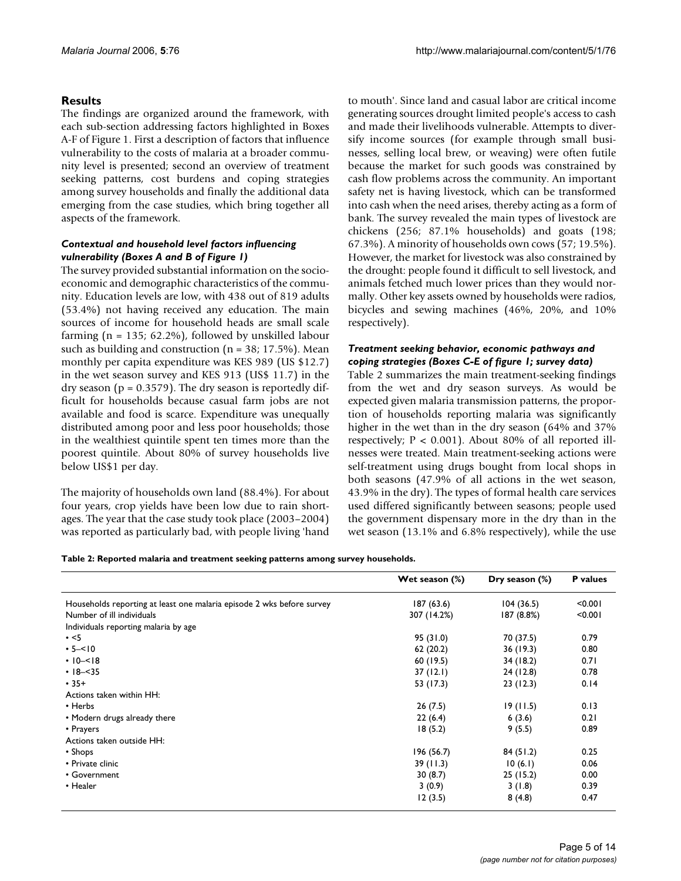## Results

The findings are organized around the framework, with each sub-section addressing factors highlighted in Boxes A-F of Figure 1. First a description of factors that influence vulnerability to the costs of malaria at a broader community level is presented; second an overview of treatment seeking patterns, cost burdens and coping strategies among survey households and finally the additional data emerging from the case studies, which bring together all aspects of the framework.

### *Contextual and household level factors influencing vulnerability (Boxes A and B of Figure 1)*

The survey provided substantial information on the socio-economic and demographic characteristics of the community. Education levels are low, with 438 out of 819 adults (53.4%) not having received any education. The main sources of income for household heads are small scale farming (n = 135; 62.2%), followed by unskilled labour such as building and construction (n = 38; 17.5%). Mean monthly per capita expenditure was KES 989 (US $12.7) in the wet season survey and KES 913 (US$ 11.7) in the dry season ($p = 0.3579$). The dry season is reportedly difficult for households because casual farm jobs are not available and food is scarce. Expenditure was unequally distributed among poor and less poor households; those in the wealthiest quintile spent ten times more than the poorest quintile. About 80% of survey households live below US$1 per day.

The majority of households own land (88.4%). For about four years, crop yields have been low due to rain shortages. The year that the case study took place (2003–2004) was reported as particularly bad, with people living 'hand to mouth'. Since land and casual labor are critical income generating sources drought limited people's access to cash and made their livelihoods vulnerable. Attempts to diversify income sources (for example through small businesses, selling local brew, or weaving) were often futile because the market for such goods was constrained by cash flow problems across the community. An important safety net is having livestock, which can be transformed into cash when the need arises, thereby acting as a form of bank. The survey revealed the main types of livestock are chickens (256; 87.1% households) and goats (198; 67.3%). A minority of households own cows (57; 19.5%). However, the market for livestock was also constrained by the drought: people found it difficult to sell livestock, and animals fetched much lower prices than they would normally. Other key assets owned by households were radios, bicycles and sewing machines (46%, 20%, and 10% respectively).

### *Treatment seeking behavior, economic pathways and coping strategies (Boxes C-E of figure 1; survey data)*

Table 2 summarizes the main treatment-seeking findings from the wet and dry season surveys. As would be expected given malaria transmission patterns, the proportion of households reporting malaria was significantly higher in the wet than in the dry season (64% and 37% respectively; $P < 0.001$). About 80% of all reported illnesses were treated. Main treatment-seeking actions were self-treatment using drugs bought from local shops in both seasons (47.9% of all actions in the wet season, 43.9% in the dry). The types of formal health care services used differed significantly between seasons; people used the government dispensary more in the dry than in the wet season (13.1% and 6.8% respectively), while the use

**Table 2: Reported malaria and treatment seeking patterns among survey households.**

| | Wet season (%) | Dry season (%) | P values |
|---|---|---|---|
| Households reporting at least one malaria episode 2 wks before survey | 187 (63.6) | 104 (36.5) | <0.001 |
| Number of ill individuals | 307 (14.2%) | 187 (8.8%) | <0.001 |
| Individuals reporting malaria by age | | | |
| • <5 | 95 (31.0) | 70 (37.5) | 0.79 |
| • 5–<10 | 62 (20.2) | 36 (19.3) | 0.80 |
| • 10–<18 | 60 (19.5) | 34 (18.2) | 0.71 |
| • 18–<35 | 37 (12.1) | 24 (12.8) | 0.78 |
| • 35+ | 53 (17.3) | 23 (12.3) | 0.14 |
| Actions taken within HH: | | | |
| • Herbs | 26 (7.5) | 19 (11.5) | 0.13 |
| • Modern drugs already there | 22 (6.4) | 6 (3.6) | 0.21 |
| • Prayers | 18 (5.2) | 9 (5.5) | 0.89 |
| Actions taken outside HH: | | | |
| • Shops | 196 (56.7) | 84 (51.2) | 0.25 |
| • Private clinic | 39 (11.3) | 10 (6.1) | 0.06 |
| • Government | 30 (8.7) | 25 (15.2) | 0.00 |
| • Healer | 3 (0.9) | 3 (1.8) | 0.39 |
| | 12 (3.5) | 8 (4.8) | 0.47 |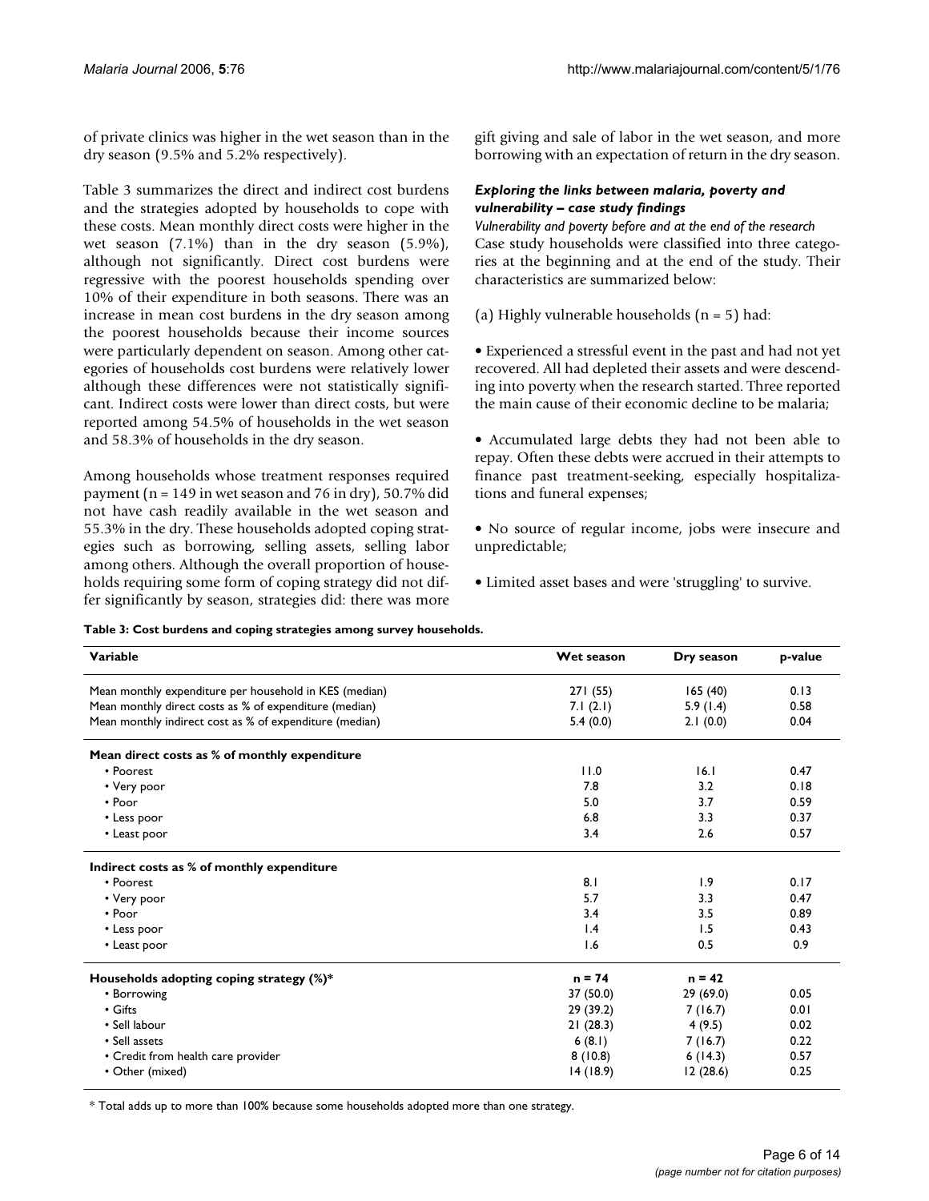of private clinics was higher in the wet season than in the dry season (9.5% and 5.2% respectively).

Table 3 summarizes the direct and indirect cost burdens and the strategies adopted by households to cope with these costs. Mean monthly direct costs were higher in the wet season (7.1%) than in the dry season (5.9%), although not significantly. Direct cost burdens were regressive with the poorest households spending over 10% of their expenditure in both seasons. There was an increase in mean cost burdens in the dry season among the poorest households because their income sources were particularly dependent on season. Among other categories of households cost burdens were relatively lower although these differences were not statistically significant. Indirect costs were lower than direct costs, but were reported among 54.5% of households in the wet season and 58.3% of households in the dry season.

Among households whose treatment responses required payment (n = 149 in wet season and 76 in dry), 50.7% did not have cash readily available in the wet season and 55.3% in the dry. These households adopted coping strategies such as borrowing, selling assets, selling labor among others. Although the overall proportion of households requiring some form of coping strategy did not differ significantly by season, strategies did: there was more gift giving and sale of labor in the wet season, and more borrowing with an expectation of return in the dry season.

#### *Exploring the links between malaria, poverty and vulnerability – case study findings*

*Vulnerability and poverty before and at the end of the research*

Case study households were classified into three categories at the beginning and at the end of the study. Their characteristics are summarized below:

(a) Highly vulnerable households (n = 5) had:

• Experienced a stressful event in the past and had not yet recovered. All had depleted their assets and were descending into poverty when the research started. Three reported the main cause of their economic decline to be malaria;

• Accumulated large debts they had not been able to repay. Often these debts were accrued in their attempts to finance past treatment-seeking, especially hospitalizations and funeral expenses;

• No source of regular income, jobs were insecure and unpredictable;

• Limited asset bases and were 'struggling' to survive.

**Table 3: Cost burdens and coping strategies among survey households.**

| Variable | Wet season | Dry season | p-value |
|---|---|---|---|
| Mean monthly expenditure per household in KES (median) | 271 (55) | 165 (40) | 0.13 |
| Mean monthly direct costs as % of expenditure (median) | 7.1 (2.1) | 5.9 (1.4) | 0.58 |
| Mean monthly indirect cost as % of expenditure (median) | 5.4 (0.0) | 2.1 (0.0) | 0.04 |
| **Mean direct costs as % of monthly expenditure** | | | |
| • Poorest | 11.0 | 16.1 | 0.47 |
| • Very poor | 7.8 | 3.2 | 0.18 |
| • Poor | 5.0 | 3.7 | 0.59 |
| • Less poor | 6.8 | 3.3 | 0.37 |
| • Least poor | 3.4 | 2.6 | 0.57 |
| **Indirect costs as % of monthly expenditure** | | | |
| • Poorest | 8.1 | 1.9 | 0.17 |
| • Very poor | 5.7 | 3.3 | 0.47 |
| • Poor | 3.4 | 3.5 | 0.89 |
| • Less poor | 1.4 | 1.5 | 0.43 |
| • Least poor | 1.6 | 0.5 | 0.9 |
| **Households adopting coping strategy (%)*** | **n = 74** | **n = 42** | |
| • Borrowing | 37 (50.0) | 29 (69.0) | 0.05 |
| • Gifts | 29 (39.2) | 7 (16.7) | 0.01 |
| • Sell labour | 21 (28.3) | 4 (9.5) | 0.02 |
| • Sell assets | 6 (8.1) | 7 (16.7) | 0.22 |
| • Credit from health care provider | 8 (10.8) | 6 (14.3) | 0.57 |
| • Other (mixed) | 14 (18.9) | 12 (28.6) | 0.25 |

* Total adds up to more than 100% because some households adopted more than one strategy.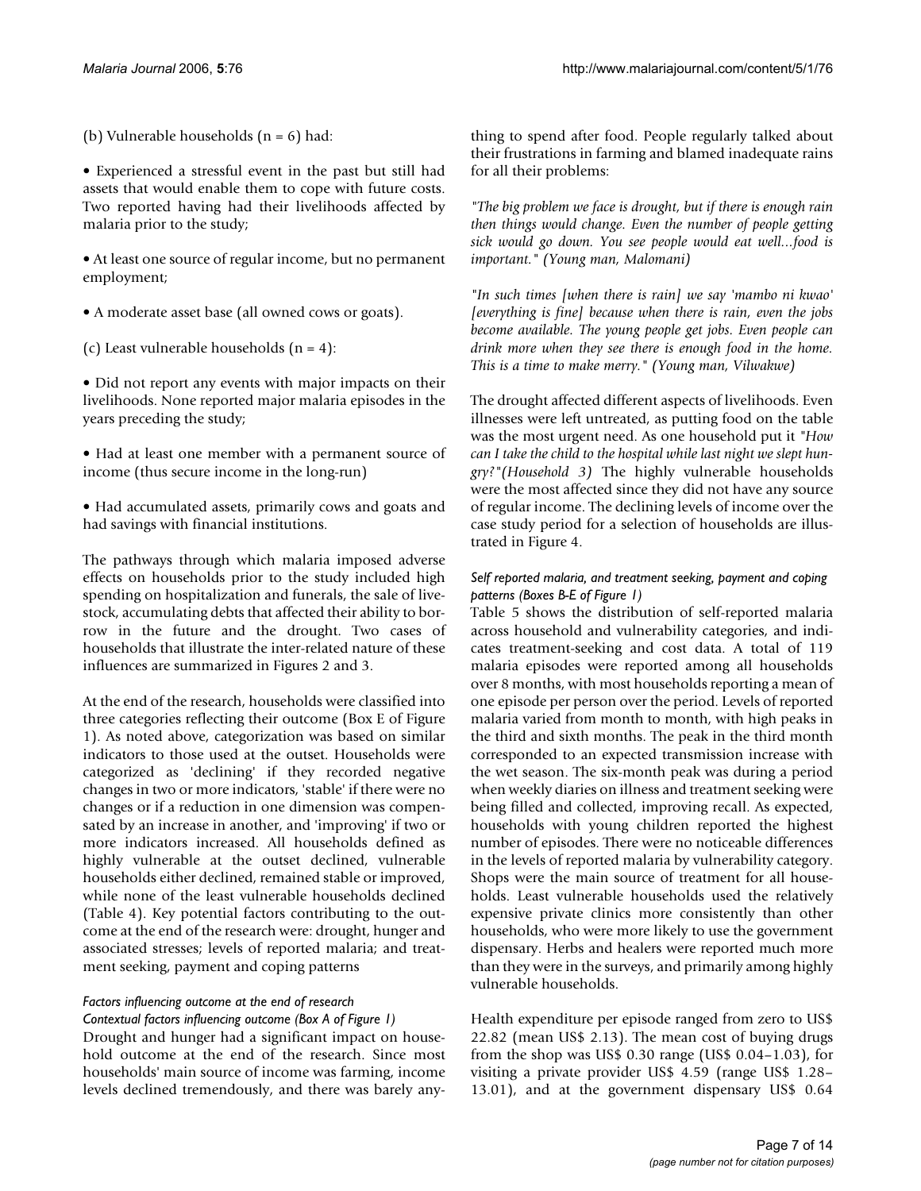(b) Vulnerable households (n = 6) had:

- Experienced a stressful event in the past but still had assets that would enable them to cope with future costs. Two reported having had their livelihoods affected by malaria prior to the study;

- At least one source of regular income, but no permanent employment;

- A moderate asset base (all owned cows or goats).

(c) Least vulnerable households (n = 4):

- Did not report any events with major impacts on their livelihoods. None reported major malaria episodes in the years preceding the study;

- Had at least one member with a permanent source of income (thus secure income in the long-run)

- Had accumulated assets, primarily cows and goats and had savings with financial institutions.

The pathways through which malaria imposed adverse effects on households prior to the study included high spending on hospitalization and funerals, the sale of livestock, accumulating debts that affected their ability to borrow in the future and the drought. Two cases of households that illustrate the inter-related nature of these influences are summarized in Figures 2 and 3.

At the end of the research, households were classified into three categories reflecting their outcome (Box E of Figure 1). As noted above, categorization was based on similar indicators to those used at the outset. Households were categorized as 'declining' if they recorded negative changes in two or more indicators, 'stable' if there were no changes or if a reduction in one dimension was compensated by an increase in another, and 'improving' if two or more indicators increased. All households defined as highly vulnerable at the outset declined, vulnerable households either declined, remained stable or improved, while none of the least vulnerable households declined (Table 4). Key potential factors contributing to the outcome at the end of the research were: drought, hunger and associated stresses; levels of reported malaria; and treatment seeking, payment and coping patterns

### *Factors influencing outcome at the end of research*

#### *Contextual factors influencing outcome (Box A of Figure 1)*

Drought and hunger had a significant impact on household outcome at the end of the research. Since most households' main source of income was farming, income levels declined tremendously, and there was barely anything to spend after food. People regularly talked about their frustrations in farming and blamed inadequate rains for all their problems:

*"The big problem we face is drought, but if there is enough rain then things would change. Even the number of people getting sick would go down. You see people would eat well...food is important." (Young man, Malomani)*

*"In such times [when there is rain] we say 'mambo ni kwao' [everything is fine] because when there is rain, even the jobs become available. The young people get jobs. Even people can drink more when they see there is enough food in the home. This is a time to make merry." (Young man, Vilwakwe)*

The drought affected different aspects of livelihoods. Even illnesses were left untreated, as putting food on the table was the most urgent need. As one household put it *"How can I take the child to the hospital while last night we slept hungry?"(Household 3)* The highly vulnerable households were the most affected since they did not have any source of regular income. The declining levels of income over the case study period for a selection of households are illustrated in Figure 4.

#### *Self reported malaria, and treatment seeking, payment and coping patterns (Boxes B-E of Figure 1)*

Table 5 shows the distribution of self-reported malaria across household and vulnerability categories, and indicates treatment-seeking and cost data. A total of 119 malaria episodes were reported among all households over 8 months, with most households reporting a mean of one episode per person over the period. Levels of reported malaria varied from month to month, with high peaks in the third and sixth months. The peak in the third month corresponded to an expected transmission increase with the wet season. The six-month peak was during a period when weekly diaries on illness and treatment seeking were being filled and collected, improving recall. As expected, households with young children reported the highest number of episodes. There were no noticeable differences in the levels of reported malaria by vulnerability category. Shops were the main source of treatment for all households. Least vulnerable households used the relatively expensive private clinics more consistently than other households, who were more likely to use the government dispensary. Herbs and healers were reported much more than they were in the surveys, and primarily among highly vulnerable households.

Health expenditure per episode ranged from zero to US$ 22.82 (mean US$ 2.13). The mean cost of buying drugs from the shop was US$ 0.30 range (US$ 0.04–1.03), for visiting a private provider US$ 4.59 (range US$ 1.28–13.01), and at the government dispensary US$ 0.64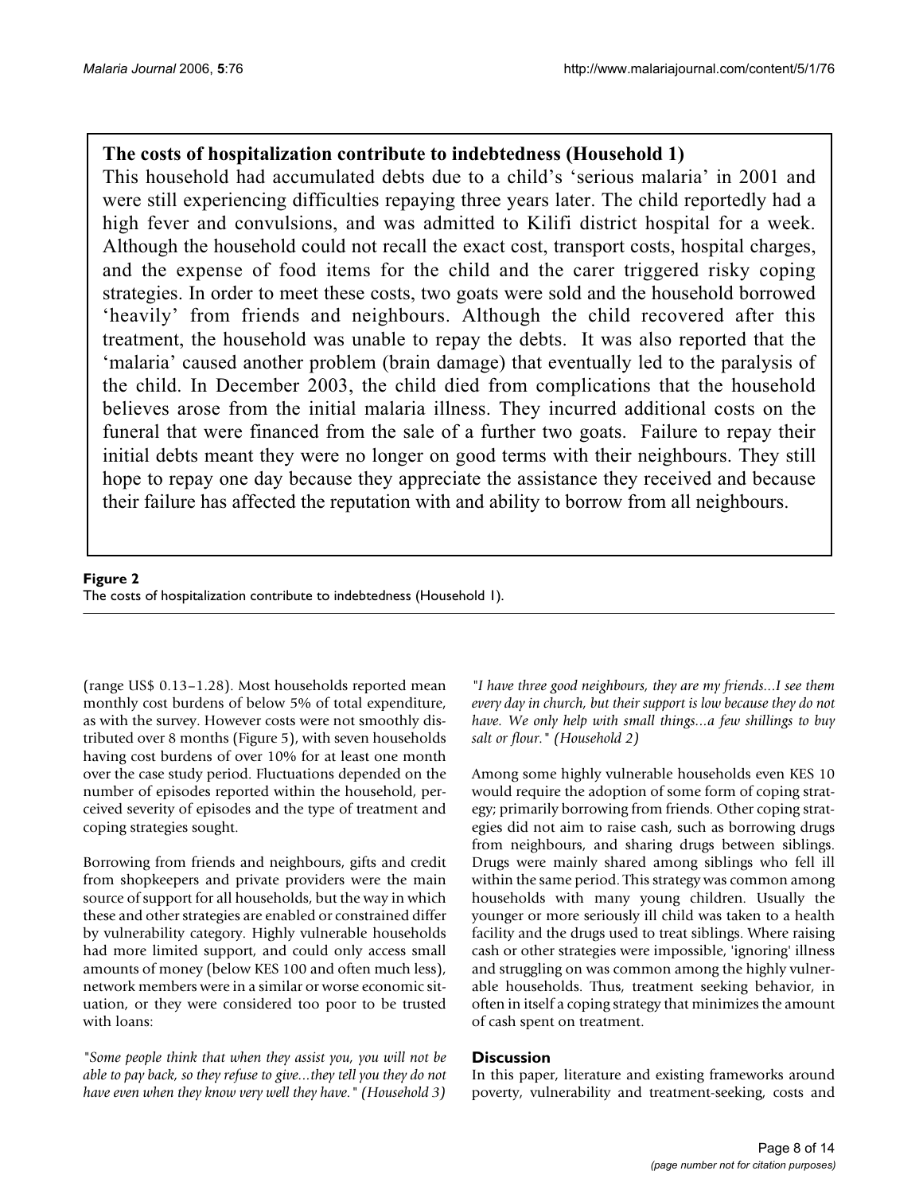**The costs of hospitalization contribute to indebtedness (Household 1)**

This household had accumulated debts due to a child's 'serious malaria' in 2001 and were still experiencing difficulties repaying three years later. The child reportedly had a high fever and convulsions, and was admitted to Kilifi district hospital for a week. Although the household could not recall the exact cost, transport costs, hospital charges, and the expense of food items for the child and the carer triggered risky coping strategies. In order to meet these costs, two goats were sold and the household borrowed 'heavily' from friends and neighbours. Although the child recovered after this treatment, the household was unable to repay the debts. It was also reported that the 'malaria' caused another problem (brain damage) that eventually led to the paralysis of the child. In December 2003, the child died from complications that the household believes arose from the initial malaria illness. They incurred additional costs on the funeral that were financed from the sale of a further two goats. Failure to repay their initial debts meant they were no longer on good terms with their neighbours. They still hope to repay one day because they appreciate the assistance they received and because their failure has affected the reputation with and ability to borrow from all neighbours.

**Figure 2**
The costs of hospitalization contribute to indebtedness (Household 1).

(range US$ 0.13–1.28). Most households reported mean monthly cost burdens of below 5% of total expenditure, as with the survey. However costs were not smoothly distributed over 8 months (Figure 5), with seven households having cost burdens of over 10% for at least one month over the case study period. Fluctuations depended on the number of episodes reported within the household, perceived severity of episodes and the type of treatment and coping strategies sought.

Borrowing from friends and neighbours, gifts and credit from shopkeepers and private providers were the main source of support for all households, but the way in which these and other strategies are enabled or constrained differ by vulnerability category. Highly vulnerable households had more limited support, and could only access small amounts of money (below KES 100 and often much less), network members were in a similar or worse economic situation, or they were considered too poor to be trusted with loans:

*"Some people think that when they assist you, you will not be able to pay back, so they refuse to give...they tell you they do not have even when they know very well they have." (Household 3)*

*"I have three good neighbours, they are my friends...I see them every day in church, but their support is low because they do not have. We only help with small things...a few shillings to buy salt or flour." (Household 2)*

Among some highly vulnerable households even KES 10 would require the adoption of some form of coping strategy; primarily borrowing from friends. Other coping strategies did not aim to raise cash, such as borrowing drugs from neighbours, and sharing drugs between siblings. Drugs were mainly shared among siblings who fell ill within the same period. This strategy was common among households with many young children. Usually the younger or more seriously ill child was taken to a health facility and the drugs used to treat siblings. Where raising cash or other strategies were impossible, 'ignoring' illness and struggling on was common among the highly vulnerable households. Thus, treatment seeking behavior, in often in itself a coping strategy that minimizes the amount of cash spent on treatment.

## Discussion

In this paper, literature and existing frameworks around poverty, vulnerability and treatment-seeking, costs and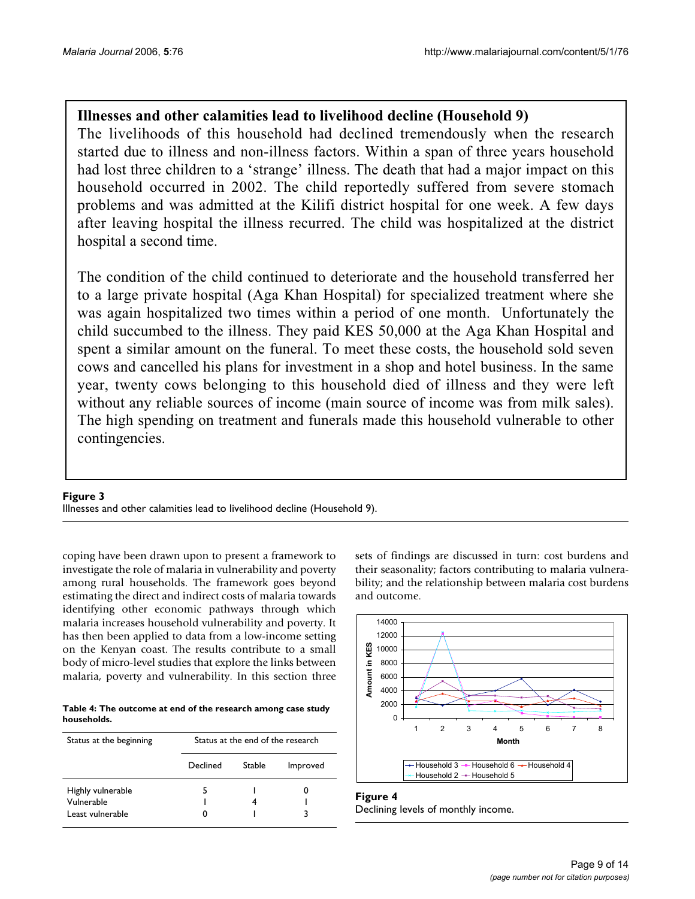**Illnesses and other calamities lead to livelihood decline (Household 9)**

The livelihoods of this household had declined tremendously when the research started due to illness and non-illness factors. Within a span of three years household had lost three children to a 'strange' illness. The death that had a major impact on this household occurred in 2002. The child reportedly suffered from severe stomach problems and was admitted at the Kilifi district hospital for one week. A few days after leaving hospital the illness recurred. The child was hospitalized at the district hospital a second time.

The condition of the child continued to deteriorate and the household transferred her to a large private hospital (Aga Khan Hospital) for specialized treatment where she was again hospitalized two times within a period of one month. Unfortunately the child succumbed to the illness. They paid KES 50,000 at the Aga Khan Hospital and spent a similar amount on the funeral. To meet these costs, the household sold seven cows and cancelled his plans for investment in a shop and hotel business. In the same year, twenty cows belonging to this household died of illness and they were left without any reliable sources of income (main source of income was from milk sales). The high spending on treatment and funerals made this household vulnerable to other contingencies.

**Figure 3**
Illnesses and other calamities lead to livelihood decline (Household 9).

coping have been drawn upon to present a framework to investigate the role of malaria in vulnerability and poverty among rural households. The framework goes beyond estimating the direct and indirect costs of malaria towards identifying other economic pathways through which malaria increases household vulnerability and poverty. It has then been applied to data from a low-income setting on the Kenyan coast. The results contribute to a small body of micro-level studies that explore the links between malaria, poverty and vulnerability. In this section three sets of findings are discussed in turn: cost burdens and their seasonality; factors contributing to malaria vulnerability; and the relationship between malaria cost burdens and outcome.

**Table 4: The outcome at end of the research among case study households.**

| Status at the beginning | Status at the end of the research | | |
|---|---|---|---|
| | Declined | Stable | Improved |
| Highly vulnerable | 5 | 1 | 0 |
| Vulnerable | 1 | 4 | 1 |
| Least vulnerable | 0 | 1 | 3 |

**Figure 4**
Declining levels of monthly income.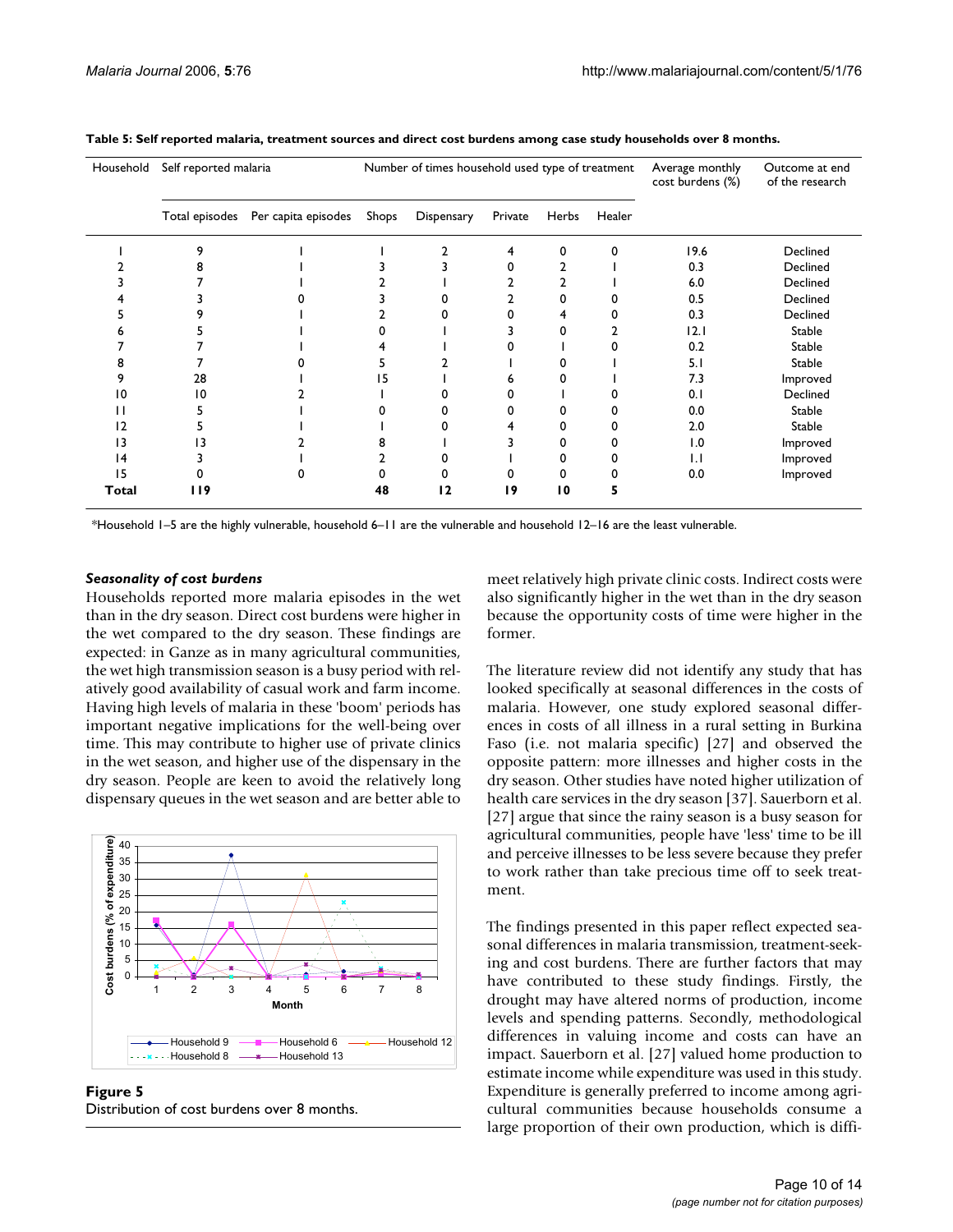**Table 5: Self reported malaria, treatment sources and direct cost burdens among case study households over 8 months.**

| Household | Self reported malaria | | Number of times household used type of treatment | | | | | Average monthly cost burdens (%) | Outcome at end of the research |
|---|---|---|---|---|---|---|---|---|---|
| | Total episodes | Per capita episodes | Shops | Dispensary | Private | Herbs | Healer | | |
| 1 | 9 | 1 | 1 | 2 | 4 | 0 | 0 | 19.6 | Declined |
| 2 | 8 | 1 | 3 | 3 | 0 | 2 | 1 | 0.3 | Declined |
| 3 | 7 | 1 | 2 | 1 | 2 | 2 | 1 | 6.0 | Declined |
| 4 | 3 | 0 | 3 | 0 | 2 | 0 | 0 | 0.5 | Declined |
| 5 | 9 | 1 | 2 | 0 | 0 | 4 | 0 | 0.3 | Declined |
| 6 | 5 | 1 | 0 | 1 | 3 | 0 | 2 | 12.1 | Stable |
| 7 | 7 | 1 | 4 | 1 | 0 | 1 | 0 | 0.2 | Stable |
| 8 | 7 | 0 | 5 | 2 | 1 | 0 | 1 | 5.1 | Stable |
| 9 | 28 | 1 | 15 | 1 | 6 | 0 | 1 | 7.3 | Improved |
| 10 | 10 | 2 | 1 | 0 | 0 | 1 | 0 | 0.1 | Declined |
| 11 | 5 | 1 | 0 | 0 | 0 | 0 | 0 | 0.0 | Stable |
| 12 | 5 | 1 | 1 | 0 | 4 | 0 | 0 | 2.0 | Stable |
| 13 | 13 | 2 | 8 | 1 | 3 | 0 | 0 | 1.0 | Improved |
| 14 | 3 | 1 | 2 | 0 | 1 | 0 | 0 | 1.1 | Improved |
| 15 | 0 | 0 | 0 | 0 | 0 | 0 | 0 | 0.0 | Improved |
| **Total** | **119** | | **48** | **12** | **19** | **10** | **5** | | |

*Household 1–5 are the highly vulnerable, household 6–11 are the vulnerable and household 12–16 are the least vulnerable.

### *Seasonality of cost burdens*

Households reported more malaria episodes in the wet than in the dry season. Direct cost burdens were higher in the wet compared to the dry season. These findings are expected: in Ganze as in many agricultural communities, the wet high transmission season is a busy period with relatively good availability of casual work and farm income. Having high levels of malaria in these 'boom' periods has important negative implications for the well-being over time. This may contribute to higher use of private clinics in the wet season, and higher use of the dispensary in the dry season. People are keen to avoid the relatively long dispensary queues in the wet season and are better able to meet relatively high private clinic costs. Indirect costs were also significantly higher in the wet than in the dry season because the opportunity costs of time were higher in the former.

Cost burdens (% of expenditure)
40
35
30
25
20
15
10
5
0
1 2 3 4 5 6 7 8
Month
Household 9
Household 6
Household 12
Household 8
Household 13

**Figure 5**
Distribution of cost burdens over 8 months.

The literature review did not identify any study that has looked specifically at seasonal differences in the costs of malaria. However, one study explored seasonal differences in costs of all illness in a rural setting in Burkina Faso (i.e. not malaria specific) [27] and observed the opposite pattern: more illnesses and higher costs in the dry season. Other studies have noted higher utilization of health care services in the dry season [37]. Sauerborn et al. [27] argue that since the rainy season is a busy season for agricultural communities, people have 'less' time to be ill and perceive illnesses to be less severe because they prefer to work rather than take precious time off to seek treatment.

The findings presented in this paper reflect expected seasonal differences in malaria transmission, treatment-seeking and cost burdens. There are further factors that may have contributed to these study findings. Firstly, the drought may have altered norms of production, income levels and spending patterns. Secondly, methodological differences in valuing income and costs can have an impact. Sauerborn et al. [27] valued home production to estimate income while expenditure was used in this study. Expenditure is generally preferred to income among agricultural communities because households consume a large proportion of their own production, which is diffi-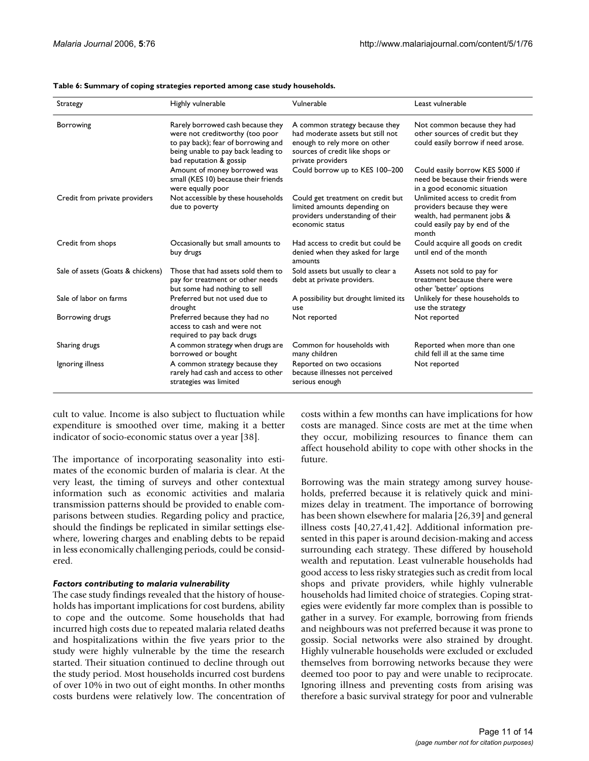**Table 6: Summary of coping strategies reported among case study households.**

| Strategy | Highly vulnerable | Vulnerable | Least vulnerable |
|---|---|---|---|
| Borrowing | Rarely borrowed cash because they were not creditworthy (too poor to pay back); fear of borrowing and being unable to pay back leading to bad reputation & gossip | A common strategy because they had moderate assets but still not enough to rely more on other sources of credit like shops or private providers | Not common because they had other sources of credit but they could easily borrow if need arose. |
| | Amount of money borrowed was small (KES 10) because their friends were equally poor | Could borrow up to KES 100–200 | Could easily borrow KES 5000 if need be because their friends were in a good economic situation |
| Credit from private providers | Not accessible by these households due to poverty | Could get treatment on credit but limited amounts depending on providers understanding of their economic status | Unlimited access to credit from providers because they were wealth, had permanent jobs & could easily pay by end of the month |
| Credit from shops | Occasionally but small amounts to buy drugs | Had access to credit but could be denied when they asked for large amounts | Could acquire all goods on credit until end of the month |
| Sale of assets (Goats & chickens) | Those that had assets sold them to pay for treatment or other needs but some had nothing to sell | Sold assets but usually to clear a debt at private providers. | Assets not sold to pay for treatment because there were other 'better' options |
| Sale of labor on farms | Preferred but not used due to drought | A possibility but drought limited its use | Unlikely for these households to use the strategy |
| Borrowing drugs | Preferred because they had no access to cash and were not required to pay back drugs | Not reported | Not reported |
| Sharing drugs | A common strategy when drugs are borrowed or bought | Common for households with many children | Reported when more than one child fell ill at the same time |
| Ignoring illness | A common strategy because they rarely had cash and access to other strategies was limited | Reported on two occasions because illnesses not perceived serious enough | Not reported |

cult to value. Income is also subject to fluctuation while expenditure is smoothed over time, making it a better indicator of socio-economic status over a year [38].

The importance of incorporating seasonality into estimates of the economic burden of malaria is clear. At the very least, the timing of surveys and other contextual information such as economic activities and malaria transmission patterns should be provided to enable comparisons between studies. Regarding policy and practice, should the findings be replicated in similar settings elsewhere, lowering charges and enabling debts to be repaid in less economically challenging periods, could be considered.

### *Factors contributing to malaria vulnerability*

The case study findings revealed that the history of households has important implications for cost burdens, ability to cope and the outcome. Some households that had incurred high costs due to repeated malaria related deaths and hospitalizations within the five years prior to the study were highly vulnerable by the time the research started. Their situation continued to decline through out the study period. Most households incurred cost burdens of over 10% in two out of eight months. In other months costs burdens were relatively low. The concentration of costs within a few months can have implications for how costs are managed. Since costs are met at the time when they occur, mobilizing resources to finance them can affect household ability to cope with other shocks in the future.

Borrowing was the main strategy among survey households, preferred because it is relatively quick and minimizes delay in treatment. The importance of borrowing has been shown elsewhere for malaria [26,39] and general illness costs [40,27,41,42]. Additional information presented in this paper is around decision-making and access surrounding each strategy. These differed by household wealth and reputation. Least vulnerable households had good access to less risky strategies such as credit from local shops and private providers, while highly vulnerable households had limited choice of strategies. Coping strategies were evidently far more complex than is possible to gather in a survey. For example, borrowing from friends and neighbours was not preferred because it was prone to gossip. Social networks were also strained by drought. Highly vulnerable households were excluded or excluded themselves from borrowing networks because they were deemed too poor to pay and were unable to reciprocate. Ignoring illness and preventing costs from arising was therefore a basic survival strategy for poor and vulnerable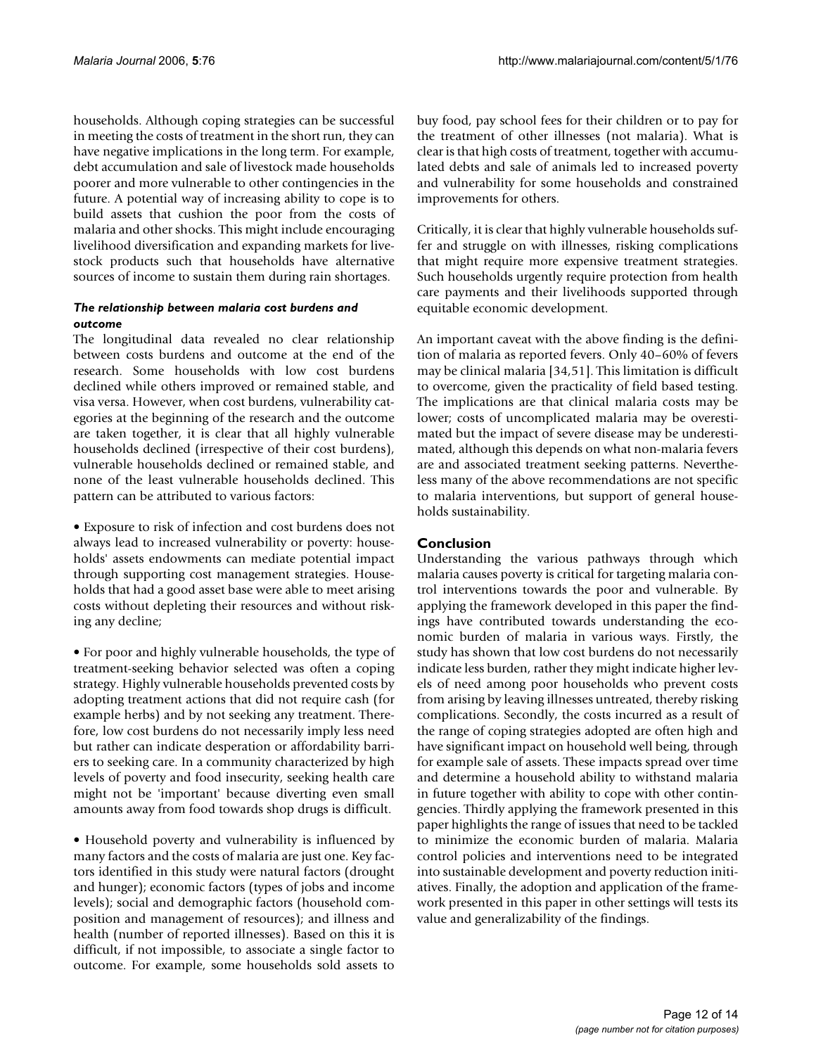households. Although coping strategies can be successful in meeting the costs of treatment in the short run, they can have negative implications in the long term. For example, debt accumulation and sale of livestock made households poorer and more vulnerable to other contingencies in the future. A potential way of increasing ability to cope is to build assets that cushion the poor from the costs of malaria and other shocks. This might include encouraging livelihood diversification and expanding markets for livestock products such that households have alternative sources of income to sustain them during rain shortages.

### *The relationship between malaria cost burdens and outcome*

The longitudinal data revealed no clear relationship between costs burdens and outcome at the end of the research. Some households with low cost burdens declined while others improved or remained stable, and visa versa. However, when cost burdens, vulnerability categories at the beginning of the research and the outcome are taken together, it is clear that all highly vulnerable households declined (irrespective of their cost burdens), vulnerable households declined or remained stable, and none of the least vulnerable households declined. This pattern can be attributed to various factors:

- Exposure to risk of infection and cost burdens does not always lead to increased vulnerability or poverty: households' assets endowments can mediate potential impact through supporting cost management strategies. Households that had a good asset base were able to meet arising costs without depleting their resources and without risking any decline;

- For poor and highly vulnerable households, the type of treatment-seeking behavior selected was often a coping strategy. Highly vulnerable households prevented costs by adopting treatment actions that did not require cash (for example herbs) and by not seeking any treatment. Therefore, low cost burdens do not necessarily imply less need but rather can indicate desperation or affordability barriers to seeking care. In a community characterized by high levels of poverty and food insecurity, seeking health care might not be 'important' because diverting even small amounts away from food towards shop drugs is difficult.

- Household poverty and vulnerability is influenced by many factors and the costs of malaria are just one. Key factors identified in this study were natural factors (drought and hunger); economic factors (types of jobs and income levels); social and demographic factors (household composition and management of resources); and illness and health (number of reported illnesses). Based on this it is difficult, if not impossible, to associate a single factor to outcome. For example, some households sold assets to buy food, pay school fees for their children or to pay for the treatment of other illnesses (not malaria). What is clear is that high costs of treatment, together with accumulated debts and sale of animals led to increased poverty and vulnerability for some households and constrained improvements for others.

Critically, it is clear that highly vulnerable households suffer and struggle on with illnesses, risking complications that might require more expensive treatment strategies. Such households urgently require protection from health care payments and their livelihoods supported through equitable economic development.

An important caveat with the above finding is the definition of malaria as reported fevers. Only 40–60% of fevers may be clinical malaria [34,51]. This limitation is difficult to overcome, given the practicality of field based testing. The implications are that clinical malaria costs may be lower; costs of uncomplicated malaria may be overestimated but the impact of severe disease may be underestimated, although this depends on what non-malaria fevers are and associated treatment seeking patterns. Nevertheless many of the above recommendations are not specific to malaria interventions, but support of general households sustainability.

## Conclusion

Understanding the various pathways through which malaria causes poverty is critical for targeting malaria control interventions towards the poor and vulnerable. By applying the framework developed in this paper the findings have contributed towards understanding the economic burden of malaria in various ways. Firstly, the study has shown that low cost burdens do not necessarily indicate less burden, rather they might indicate higher levels of need among poor households who prevent costs from arising by leaving illnesses untreated, thereby risking complications. Secondly, the costs incurred as a result of the range of coping strategies adopted are often high and have significant impact on household well being, through for example sale of assets. These impacts spread over time and determine a household ability to withstand malaria in future together with ability to cope with other contingencies. Thirdly applying the framework presented in this paper highlights the range of issues that need to be tackled to minimize the economic burden of malaria. Malaria control policies and interventions need to be integrated into sustainable development and poverty reduction initiatives. Finally, the adoption and application of the framework presented in this paper in other settings will tests its value and generalizability of the findings.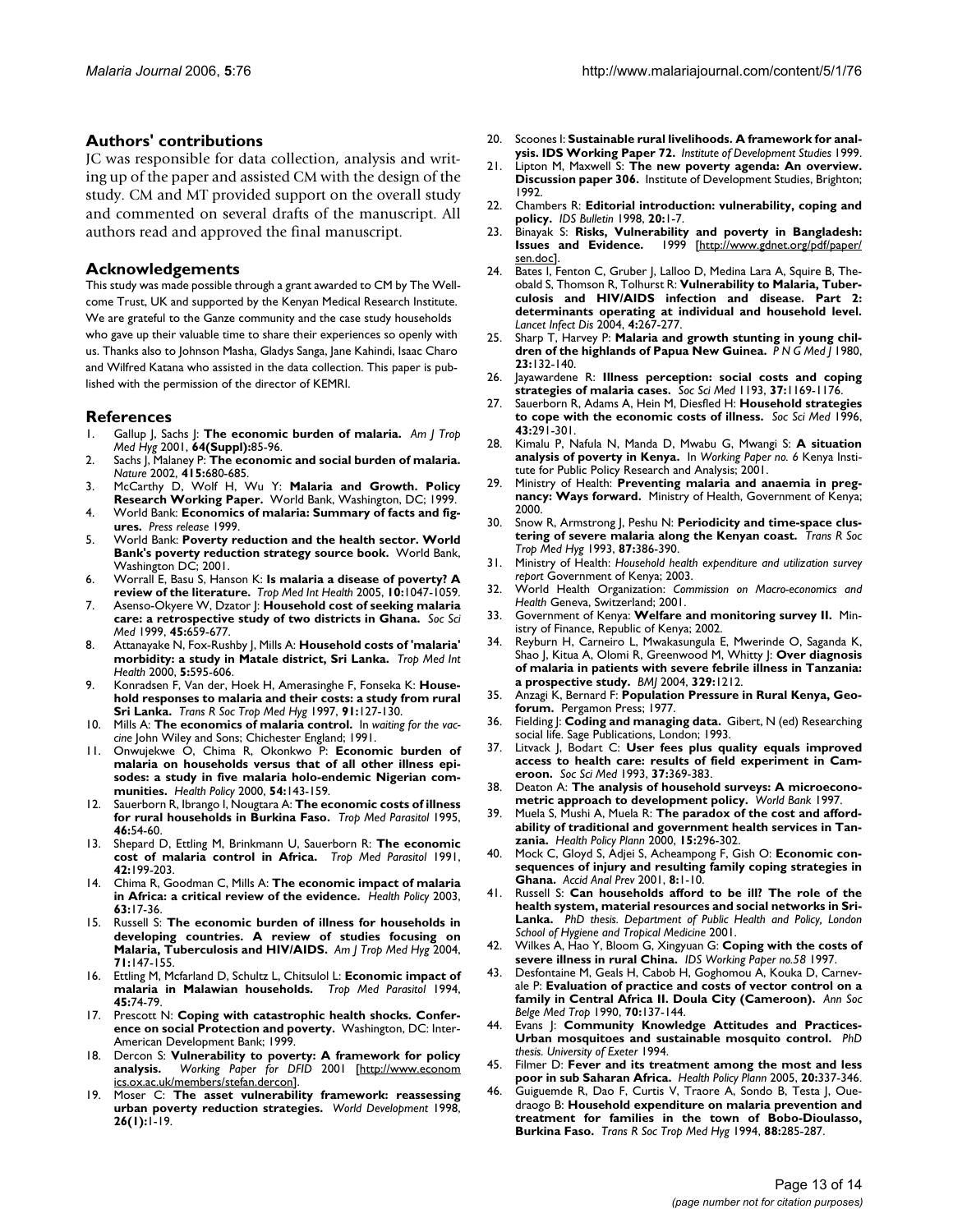## Authors' contributions

JC was responsible for data collection, analysis and writing up of the paper and assisted CM with the design of the study. CM and MT provided support on the overall study and commented on several drafts of the manuscript. All authors read and approved the final manuscript.

## Acknowledgements

This study was made possible through a grant awarded to CM by The Wellcome Trust, UK and supported by the Kenyan Medical Research Institute. We are grateful to the Ganze community and the case study households who gave up their valuable time to share their experiences so openly with us. Thanks also to Johnson Masha, Gladys Sanga, Jane Kahindi, Isaac Charo and Wilfred Katana who assisted in the data collection. This paper is published with the permission of the director of KEMRI.

## References

1. Gallup J, Sachs J: **The economic burden of malaria.** *Am J Trop Med Hyg* 2001, **64(Suppl):**85-96.
2. Sachs J, Malaney P: **The economic and social burden of malaria.** *Nature* 2002, **415:**680-685.
3. McCarthy D, Wolf H, Wu Y: **Malaria and Growth. Policy Research Working Paper.** World Bank, Washington, DC; 1999.
4. World Bank: **Economics of malaria: Summary of facts and figures.** *Press release* 1999.
5. World Bank: **Poverty reduction and the health sector. World Bank's poverty reduction strategy source book.** World Bank, Washington DC; 2001.
6. Worrall E, Basu S, Hanson K: **Is malaria a disease of poverty? A review of the literature.** *Trop Med Int Health* 2005, **10:**1047-1059.
7. Asenso-Okyere W, Dzator J: **Household cost of seeking malaria care: a retrospective study of two districts in Ghana.** *Soc Sci Med* 1999, **45:**659-677.
8. Attanayake N, Fox-Rushby J, Mills A: **Household costs of 'malaria' morbidity: a study in Matale district, Sri Lanka.** *Trop Med Int Health* 2000, **5:**595-606.
9. Konradsen F, Van der, Hoek H, Amerasinghe F, Fonseka K: **Household responses to malaria and their costs: a study from rural Sri Lanka.** *Trans R Soc Trop Med Hyg* 1997, **91:**127-130.
10. Mills A: **The economics of malaria control.** In *waiting for the vaccine* John Wiley and Sons; Chichester England; 1991.
11. Onwujekwe O, Chima R, Okonkwo P: **Economic burden of malaria on households versus that of all other illness episodes: a study in five malaria holo-endemic Nigerian communities.** *Health Policy* 2000, **54:**143-159.
12. Sauerborn R, Ibrango I, Nougtara A: **The economic costs of illness for rural households in Burkina Faso.** *Trop Med Parasitol* 1995, **46:**54-60.
13. Shepard D, Ettling M, Brinkmann U, Sauerborn R: **The economic cost of malaria control in Africa.** *Trop Med Parasitol* 1991, **42:**199-203.
14. Chima R, Goodman C, Mills A: **The economic impact of malaria in Africa: a critical review of the evidence.** *Health Policy* 2003, **63:**17-36.
15. Russell S: **The economic burden of illness for households in developing countries. A review of studies focusing on Malaria, Tuberculosis and HIV/AIDS.** *Am J Trop Med Hyg* 2004, **71:**147-155.
16. Ettling M, Mcfarland D, Schultz L, Chitsulol L: **Economic impact of malaria in Malawian households.** *Trop Med Parasitol* 1994, **45:**74-79.
17. Prescott N: **Coping with catastrophic health shocks. Conference on social Protection and poverty.** Washington, DC: Inter-American Development Bank; 1999.
18. Dercon S: **Vulnerability to poverty: A framework for policy analysis.** *Working Paper for DFID* 2001 [http://www.economics.ox.ac.uk/members/stefan.dercon].
19. Moser C: **The asset vulnerability framework: reassessing urban poverty reduction strategies.** *World Development* 1998, **26(1):**1-19.
20. Scoones I: **Sustainable rural livelihoods. A framework for analysis. IDS Working Paper 72.** *Institute of Development Studies* 1999.
21. Lipton M, Maxwell S: **The new poverty agenda: An overview. Discussion paper 306.** Institute of Development Studies, Brighton; 1992.
22. Chambers R: **Editorial introduction: vulnerability, coping and policy.** *IDS Bulletin* 1998, **20:**1-7.
23. Binayak S: **Risks, Vulnerability and poverty in Bangladesh: Issues and Evidence.** 1999 [http://www.gdnet.org/pdf/paper/sen.doc].
24. Bates I, Fenton C, Gruber J, Lalloo D, Medina Lara A, Squire B, Theobald S, Thomson R, Tolhurst R: **Vulnerability to Malaria, Tuberculosis and HIV/AIDS infection and disease. Part 2: determinants operating at individual and household level.** *Lancet Infect Dis* 2004, **4:**267-277.
25. Sharp T, Harvey P: **Malaria and growth stunting in young children of the highlands of Papua New Guinea.** *P N G Med J* 1980, **23:**132-140.
26. Jayawardene R: **Illness perception: social costs and coping strategies of malaria cases.** *Soc Sci Med* 1193, **37:**1169-1176.
27. Sauerborn R, Adams A, Hein M, Diesfled H: **Household strategies to cope with the economic costs of illness.** *Soc Sci Med* 1996, **43:**291-301.
28. Kimalu P, Nafula N, Manda D, Mwabu G, Mwangi S: **A situation analysis of poverty in Kenya.** In *Working Paper no. 6* Kenya Institute for Public Policy Research and Analysis; 2001.
29. Ministry of Health: **Preventing malaria and anaemia in pregnancy: Ways forward.** Ministry of Health, Government of Kenya; 2000.
30. Snow R, Armstrong J, Peshu N: **Periodicity and time-space clustering of severe malaria along the Kenyan coast.** *Trans R Soc Trop Med Hyg* 1993, **87:**386-390.
31. Ministry of Health: *Household health expenditure and utilization survey report* Government of Kenya; 2003.
32. World Health Organization: *Commission on Macro-economics and Health* Geneva, Switzerland; 2001.
33. Government of Kenya: **Welfare and monitoring survey II.** Ministry of Finance, Republic of Kenya; 2002.
34. Reyburn H, Carneiro L, Mwakasungula E, Mwerinde O, Saganda K, Shao J, Kitua A, Olomi R, Greenwood M, Whitty J: **Over diagnosis of malaria in patients with severe febrile illness in Tanzania: a prospective study.** *BMJ* 2004, **329:**1212.
35. Anzagi K, Bernard F: **Population Pressure in Rural Kenya, Geoforum.** Pergamon Press; 1977.
36. Fielding J: **Coding and managing data.** Gibert, N (ed) Researching social life. Sage Publications, London; 1993.
37. Litvack J, Bodart C: **User fees plus quality equals improved access to health care: results of field experiment in Cameroon.** *Soc Sci Med* 1993, **37:**369-383.
38. Deaton A: **The analysis of household surveys: A microeconometric approach to development policy.** *World Bank* 1997.
39. Muela S, Mushi A, Muela R: **The paradox of the cost and affordability of traditional and government health services in Tanzania.** *Health Policy Plann* 2000, **15:**296-302.
40. Mock C, Gloyd S, Adjei S, Acheampong F, Gish O: **Economic consequences of injury and resulting family coping strategies in Ghana.** *Accid Anal Prev* 2001, **8:**1-10.
41. Russell S: **Can households afford to be ill? The role of the health system, material resources and social networks in Sri-Lanka.** *PhD thesis. Department of Public Health and Policy, London School of Hygiene and Tropical Medicine* 2001.
42. Wilkes A, Hao Y, Bloom G, Xingyuan G: **Coping with the costs of severe illness in rural China.** *IDS Working Paper no.58* 1997.
43. Desfontaine M, Geals H, Cabob H, Goghomou A, Kouka D, Carnevale P: **Evaluation of practice and costs of vector control on a family in Central Africa II. Doula City (Cameroon).** *Ann Soc Belge Med Trop* 1990, **70:**137-144.
44. Evans J: **Community Knowledge Attitudes and Practices-Urban mosquitoes and sustainable mosquito control.** *PhD thesis. University of Exeter* 1994.
45. Filmer D: **Fever and its treatment among the most and less poor in sub Saharan Africa.** *Health Policy Plann* 2005, **20:**337-346.
46. Guiguemde R, Dao F, Curtis V, Traore A, Sondo B, Testa J, Ouedraogo B: **Household expenditure on malaria prevention and treatment for families in the town of Bobo-Dioulasso, Burkina Faso.** *Trans R Soc Trop Med Hyg* 1994, **88:**285-287.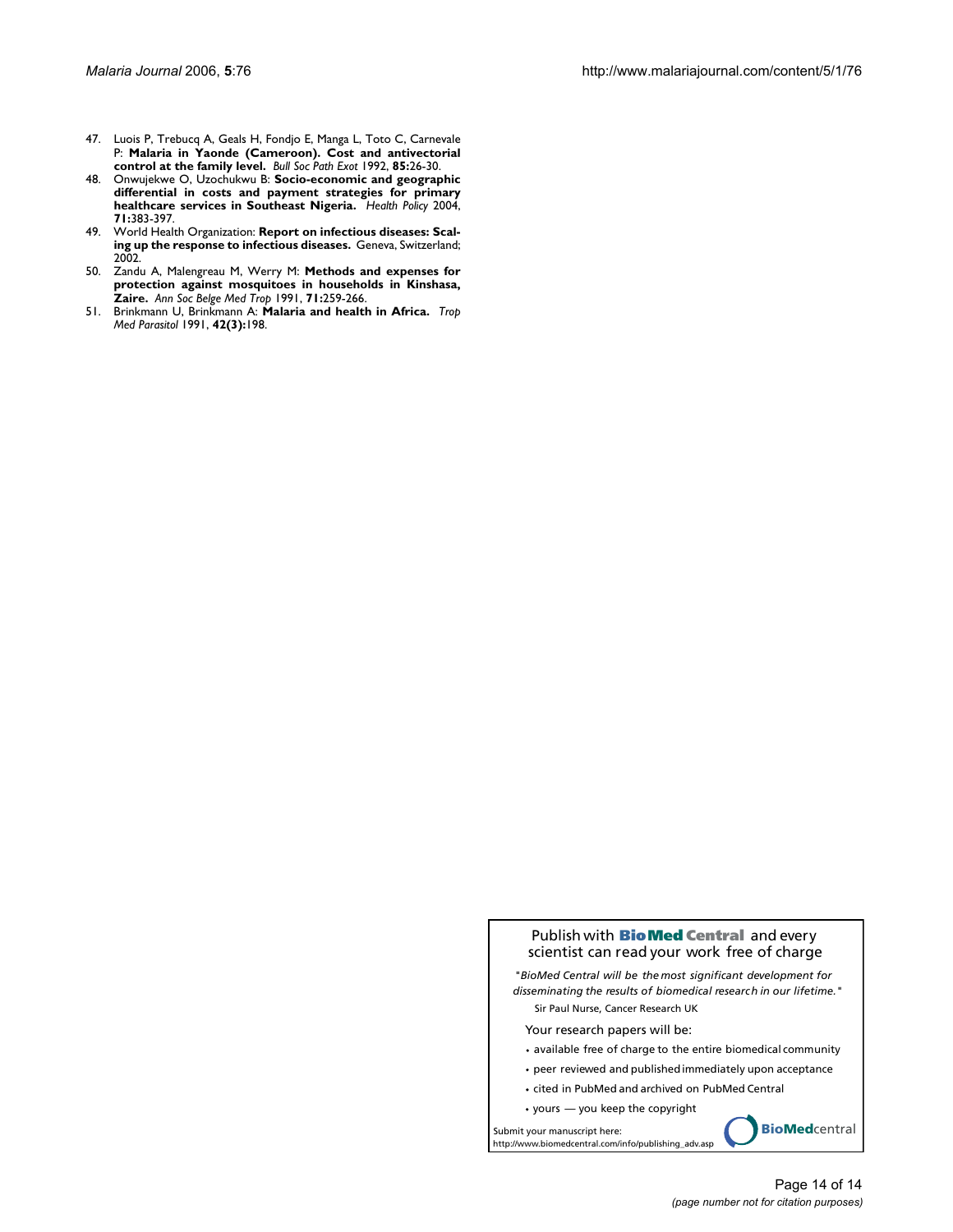47. Luois P, Trebucq A, Geals H, Fondjo E, Manga L, Toto C, Carnevale P: **Malaria in Yaonde (Cameroon). Cost and antivectorial control at the family level.** *Bull Soc Path Exot* 1992, **85:**26-30.
48. Onwujekwe O, Uzochukwu B: **Socio-economic and geographic differential in costs and payment strategies for primary healthcare services in Southeast Nigeria.** *Health Policy* 2004, **71:**383-397.
49. World Health Organization: **Report on infectious diseases: Scaling up the response to infectious diseases.** Geneva, Switzerland; 2002.
50. Zandu A, Malengreau M, Werry M: **Methods and expenses for protection against mosquitoes in households in Kinshasa, Zaire.** *Ann Soc Belge Med Trop* 1991, **71:**259-266.
51. Brinkmann U, Brinkmann A: **Malaria and health in Africa.** *Trop Med Parasitol* 1991, **42(3):**198.

Publish with **BioMed Central** and every scientist can read your work free of charge

*"BioMed Central will be the most significant development for disseminating the results of biomedical research in our lifetime."*

Sir Paul Nurse, Cancer Research UK

Your research papers will be:

- available free of charge to the entire biomedical community
- peer reviewed and published immediately upon acceptance
- cited in PubMed and archived on PubMed Central
- yours — you keep the copyright

Submit your manuscript here:
http://www.biomedcentral.com/info/publishing_adv.asp

**BioMed**central